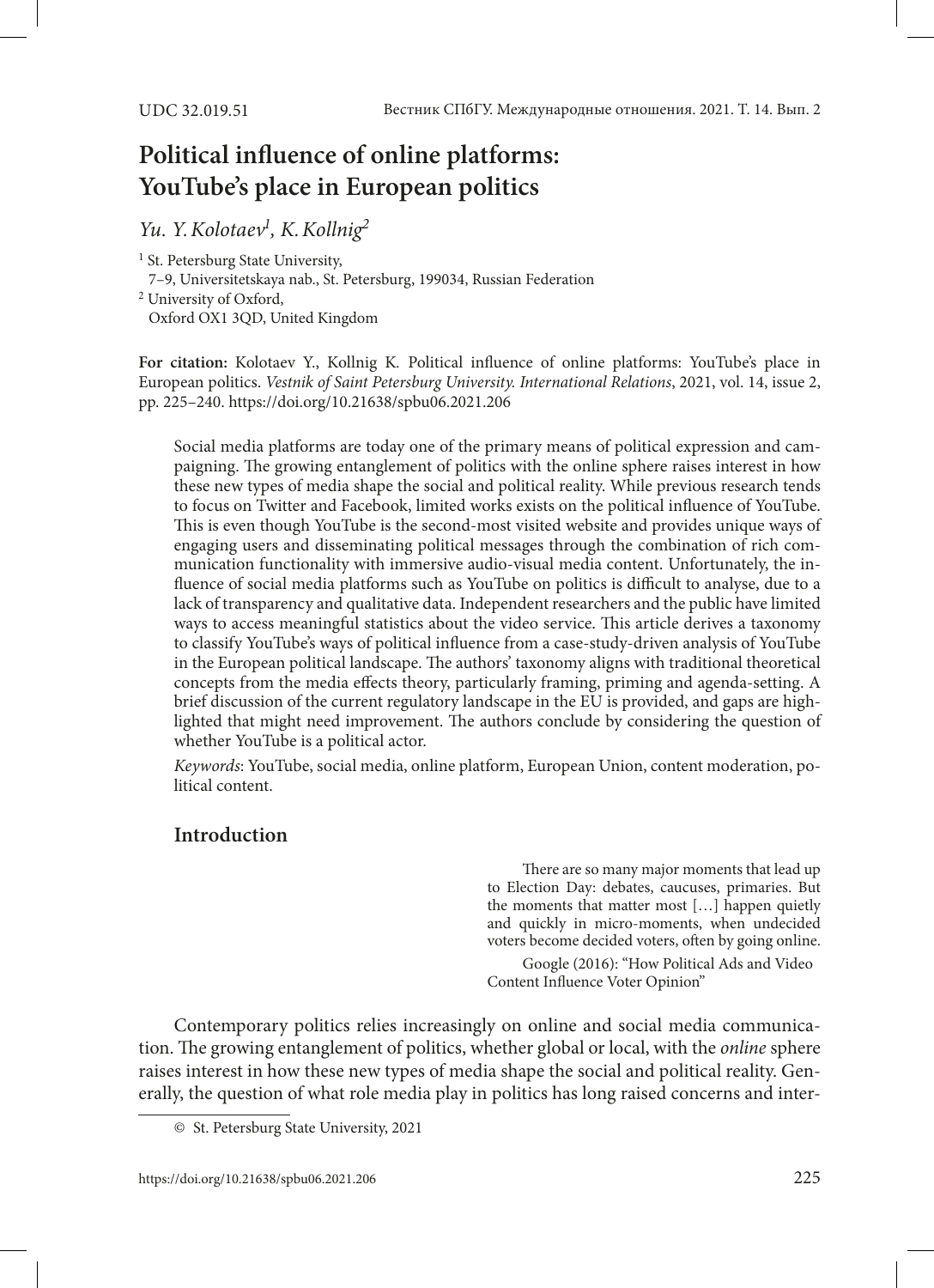UDC 32.019.51

# Political influence of online platforms: YouTube's place in European politics

*Yu. Y. Kolotaev*[1], *K. Kollnig*[2]

[1] St. Petersburg State University,
7–9, Universitetskaya nab., St. Petersburg, 199034, Russian Federation

[2] University of Oxford,
Oxford OX1 3QD, United Kingdom

**For citation:** Kolotaev Y., Kollnig K. Political influence of online platforms: YouTube's place in European politics. *Vestnik of Saint Petersburg University. International Relations*, 2021, vol. 14, issue 2, pp. 225–240. https://doi.org/10.21638/spbu06.2021.206

Social media platforms are today one of the primary means of political expression and campaigning. The growing entanglement of politics with the online sphere raises interest in how these new types of media shape the social and political reality. While previous research tends to focus on Twitter and Facebook, limited works exists on the political influence of YouTube. This is even though YouTube is the second-most visited website and provides unique ways of engaging users and disseminating political messages through the combination of rich communication functionality with immersive audio-visual media content. Unfortunately, the influence of social media platforms such as YouTube on politics is difficult to analyse, due to a lack of transparency and qualitative data. Independent researchers and the public have limited ways to access meaningful statistics about the video service. This article derives a taxonomy to classify YouTube's ways of political influence from a case-study-driven analysis of YouTube in the European political landscape. The authors' taxonomy aligns with traditional theoretical concepts from the media effects theory, particularly framing, priming and agenda-setting. A brief discussion of the current regulatory landscape in the EU is provided, and gaps are highlighted that might need improvement. The authors conclude by considering the question of whether YouTube is a political actor.

*Keywords*: YouTube, social media, online platform, European Union, content moderation, political content.

## Introduction

> There are so many major moments that lead up to Election Day: debates, caucuses, primaries. But the moments that matter most […] happen quietly and quickly in micro-moments, when undecided voters become decided voters, often by going online.
>
> Google (2016): "How Political Ads and Video Content Influence Voter Opinion"

Contemporary politics relies increasingly on online and social media communication. The growing entanglement of politics, whether global or local, with the *online* sphere raises interest in how these new types of media shape the social and political reality. Generally, the question of what role media play in politics has long raised concerns and inter-

© St. Petersburg State University, 2021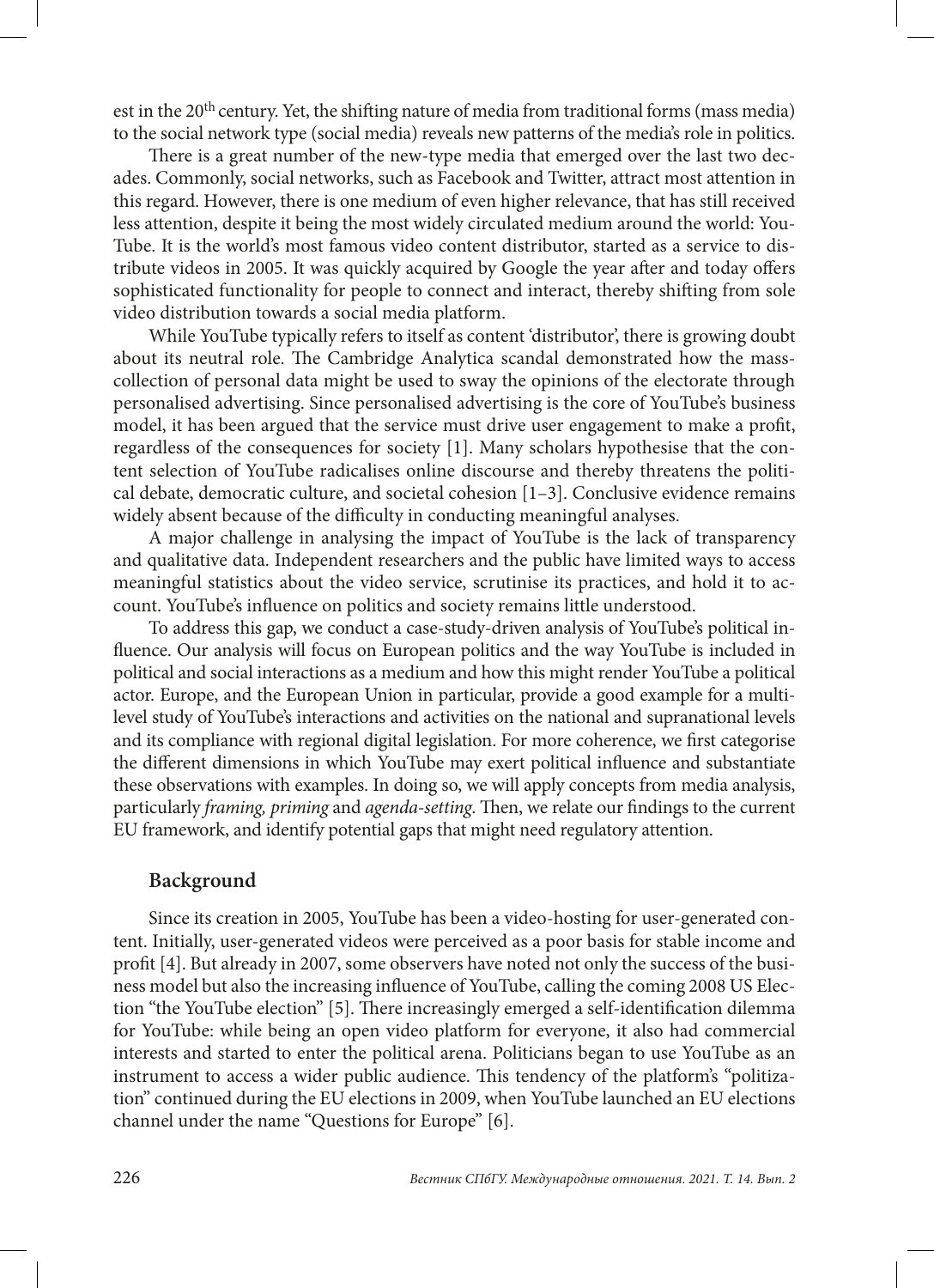est in the 20th century. Yet, the shifting nature of media from traditional forms (mass media) to the social network type (social media) reveals new patterns of the media's role in politics.

There is a great number of the new-type media that emerged over the last two decades. Commonly, social networks, such as Facebook and Twitter, attract most attention in this regard. However, there is one medium of even higher relevance, that has still received less attention, despite it being the most widely circulated medium around the world: YouTube. It is the world's most famous video content distributor, started as a service to distribute videos in 2005. It was quickly acquired by Google the year after and today offers sophisticated functionality for people to connect and interact, thereby shifting from sole video distribution towards a social media platform.

While YouTube typically refers to itself as content 'distributor', there is growing doubt about its neutral role. The Cambridge Analytica scandal demonstrated how the mass-collection of personal data might be used to sway the opinions of the electorate through personalised advertising. Since personalised advertising is the core of YouTube's business model, it has been argued that the service must drive user engagement to make a profit, regardless of the consequences for society [1]. Many scholars hypothesise that the content selection of YouTube radicalises online discourse and thereby threatens the political debate, democratic culture, and societal cohesion [1–3]. Conclusive evidence remains widely absent because of the difficulty in conducting meaningful analyses.

A major challenge in analysing the impact of YouTube is the lack of transparency and qualitative data. Independent researchers and the public have limited ways to access meaningful statistics about the video service, scrutinise its practices, and hold it to account. YouTube's influence on politics and society remains little understood.

To address this gap, we conduct a case-study-driven analysis of YouTube's political influence. Our analysis will focus on European politics and the way YouTube is included in political and social interactions as a medium and how this might render YouTube a political actor. Europe, and the European Union in particular, provide a good example for a multilevel study of YouTube's interactions and activities on the national and supranational levels and its compliance with regional digital legislation. For more coherence, we first categorise the different dimensions in which YouTube may exert political influence and substantiate these observations with examples. In doing so, we will apply concepts from media analysis, particularly *framing, priming* and *agenda-setting*. Then, we relate our findings to the current EU framework, and identify potential gaps that might need regulatory attention.

## Background

Since its creation in 2005, YouTube has been a video-hosting for user-generated content. Initially, user-generated videos were perceived as a poor basis for stable income and profit [4]. But already in 2007, some observers have noted not only the success of the business model but also the increasing influence of YouTube, calling the coming 2008 US Election "the YouTube election" [5]. There increasingly emerged a self-identification dilemma for YouTube: while being an open video platform for everyone, it also had commercial interests and started to enter the political arena. Politicians began to use YouTube as an instrument to access a wider public audience. This tendency of the platform's "politization" continued during the EU elections in 2009, when YouTube launched an EU elections channel under the name "Questions for Europe" [6].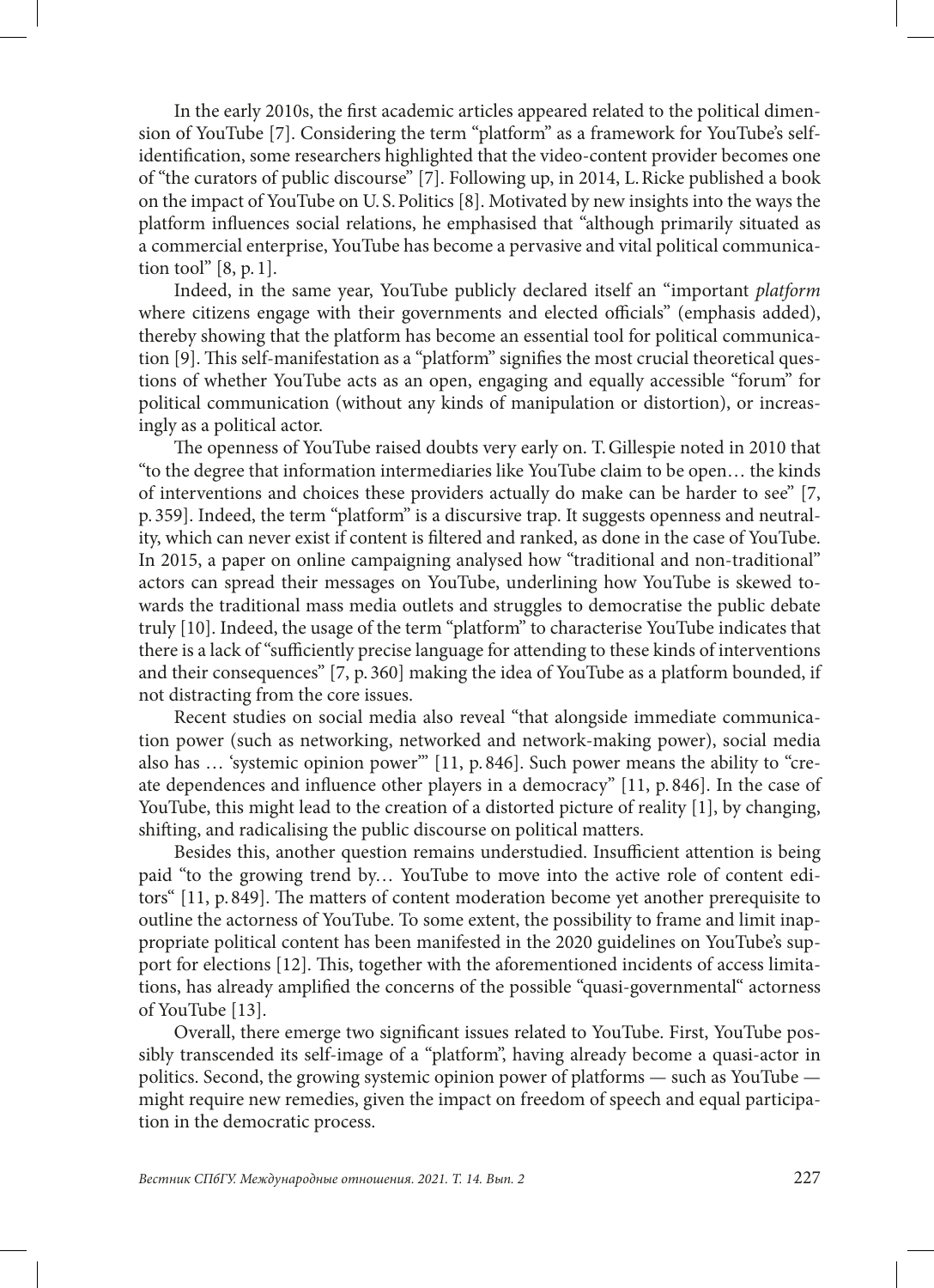In the early 2010s, the first academic articles appeared related to the political dimension of YouTube [7]. Considering the term "platform" as a framework for YouTube's self-identification, some researchers highlighted that the video-content provider becomes one of "the curators of public discourse" [7]. Following up, in 2014, L. Ricke published a book on the impact of YouTube on U.S. Politics [8]. Motivated by new insights into the ways the platform influences social relations, he emphasised that "although primarily situated as a commercial enterprise, YouTube has become a pervasive and vital political communication tool" [8, p. 1].

Indeed, in the same year, YouTube publicly declared itself an "important *platform* where citizens engage with their governments and elected officials" (emphasis added), thereby showing that the platform has become an essential tool for political communication [9]. This self-manifestation as a "platform" signifies the most crucial theoretical questions of whether YouTube acts as an open, engaging and equally accessible "forum" for political communication (without any kinds of manipulation or distortion), or increasingly as a political actor.

The openness of YouTube raised doubts very early on. T. Gillespie noted in 2010 that "to the degree that information intermediaries like YouTube claim to be open… the kinds of interventions and choices these providers actually do make can be harder to see" [7, p. 359]. Indeed, the term "platform" is a discursive trap. It suggests openness and neutrality, which can never exist if content is filtered and ranked, as done in the case of YouTube. In 2015, a paper on online campaigning analysed how "traditional and non-traditional" actors can spread their messages on YouTube, underlining how YouTube is skewed towards the traditional mass media outlets and struggles to democratise the public debate truly [10]. Indeed, the usage of the term "platform" to characterise YouTube indicates that there is a lack of "sufficiently precise language for attending to these kinds of interventions and their consequences" [7, p. 360] making the idea of YouTube as a platform bounded, if not distracting from the core issues.

Recent studies on social media also reveal "that alongside immediate communication power (such as networking, networked and network-making power), social media also has … 'systemic opinion power'" [11, p. 846]. Such power means the ability to "create dependences and influence other players in a democracy" [11, p. 846]. In the case of YouTube, this might lead to the creation of a distorted picture of reality [1], by changing, shifting, and radicalising the public discourse on political matters.

Besides this, another question remains understudied. Insufficient attention is being paid "to the growing trend by… YouTube to move into the active role of content editors" [11, p. 849]. The matters of content moderation become yet another prerequisite to outline the actorness of YouTube. To some extent, the possibility to frame and limit inappropriate political content has been manifested in the 2020 guidelines on YouTube's support for elections [12]. This, together with the aforementioned incidents of access limitations, has already amplified the concerns of the possible "quasi-governmental" actorness of YouTube [13].

Overall, there emerge two significant issues related to YouTube. First, YouTube possibly transcended its self-image of a "platform", having already become a quasi-actor in politics. Second, the growing systemic opinion power of platforms — such as YouTube — might require new remedies, given the impact on freedom of speech and equal participation in the democratic process.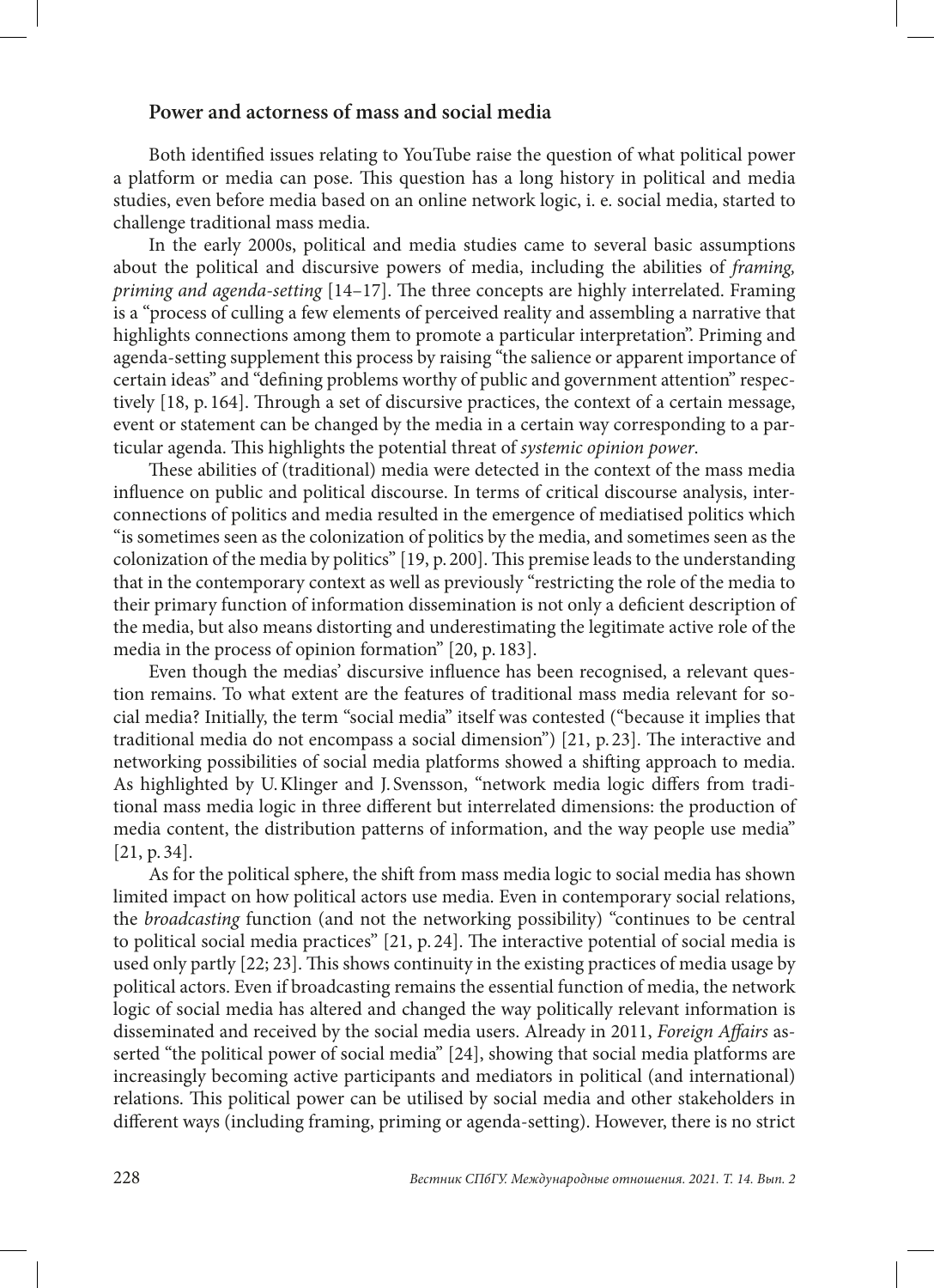## Power and actorness of mass and social media

Both identified issues relating to YouTube raise the question of what political power a platform or media can pose. This question has a long history in political and media studies, even before media based on an online network logic, i. e. social media, started to challenge traditional mass media.

In the early 2000s, political and media studies came to several basic assumptions about the political and discursive powers of media, including the abilities of *framing, priming and agenda-setting* [14–17]. The three concepts are highly interrelated. Framing is a "process of culling a few elements of perceived reality and assembling a narrative that highlights connections among them to promote a particular interpretation". Priming and agenda-setting supplement this process by raising "the salience or apparent importance of certain ideas" and "defining problems worthy of public and government attention" respectively [18, p. 164]. Through a set of discursive practices, the context of a certain message, event or statement can be changed by the media in a certain way corresponding to a particular agenda. This highlights the potential threat of *systemic opinion power*.

These abilities of (traditional) media were detected in the context of the mass media influence on public and political discourse. In terms of critical discourse analysis, interconnections of politics and media resulted in the emergence of mediatised politics which "is sometimes seen as the colonization of politics by the media, and sometimes seen as the colonization of the media by politics" [19, p. 200]. This premise leads to the understanding that in the contemporary context as well as previously "restricting the role of the media to their primary function of information dissemination is not only a deficient description of the media, but also means distorting and underestimating the legitimate active role of the media in the process of opinion formation" [20, p. 183].

Even though the medias' discursive influence has been recognised, a relevant question remains. To what extent are the features of traditional mass media relevant for social media? Initially, the term "social media" itself was contested ("because it implies that traditional media do not encompass a social dimension") [21, p. 23]. The interactive and networking possibilities of social media platforms showed a shifting approach to media. As highlighted by U. Klinger and J. Svensson, "network media logic differs from traditional mass media logic in three different but interrelated dimensions: the production of media content, the distribution patterns of information, and the way people use media" [21, p. 34].

As for the political sphere, the shift from mass media logic to social media has shown limited impact on how political actors use media. Even in contemporary social relations, the *broadcasting* function (and not the networking possibility) "continues to be central to political social media practices" [21, p. 24]. The interactive potential of social media is used only partly [22; 23]. This shows continuity in the existing practices of media usage by political actors. Even if broadcasting remains the essential function of media, the network logic of social media has altered and changed the way politically relevant information is disseminated and received by the social media users. Already in 2011, *Foreign Affairs* asserted "the political power of social media" [24], showing that social media platforms are increasingly becoming active participants and mediators in political (and international) relations. This political power can be utilised by social media and other stakeholders in different ways (including framing, priming or agenda-setting). However, there is no strict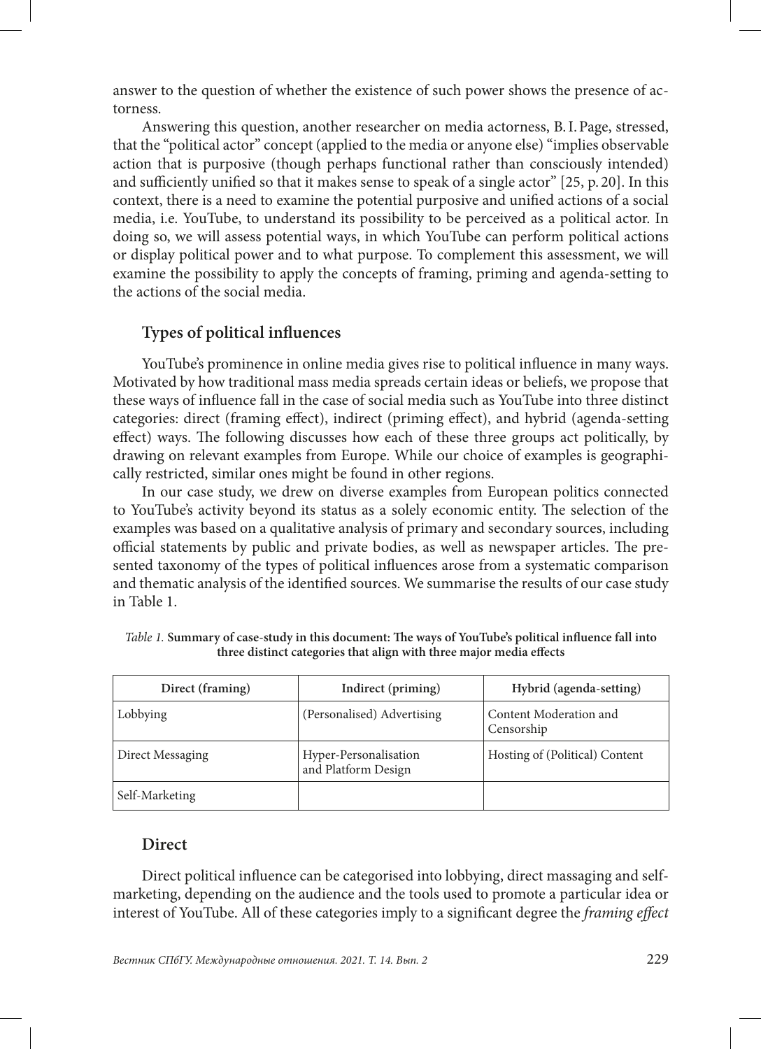answer to the question of whether the existence of such power shows the presence of actorness.

Answering this question, another researcher on media actorness, B.I.Page, stressed, that the "political actor" concept (applied to the media or anyone else) "implies observable action that is purposive (though perhaps functional rather than consciously intended) and sufficiently unified so that it makes sense to speak of a single actor" [25, p. 20]. In this context, there is a need to examine the potential purposive and unified actions of a social media, i.e. YouTube, to understand its possibility to be perceived as a political actor. In doing so, we will assess potential ways, in which YouTube can perform political actions or display political power and to what purpose. To complement this assessment, we will examine the possibility to apply the concepts of framing, priming and agenda-setting to the actions of the social media.

## Types of political influences

YouTube's prominence in online media gives rise to political influence in many ways. Motivated by how traditional mass media spreads certain ideas or beliefs, we propose that these ways of influence fall in the case of social media such as YouTube into three distinct categories: direct (framing effect), indirect (priming effect), and hybrid (agenda-setting effect) ways. The following discusses how each of these three groups act politically, by drawing on relevant examples from Europe. While our choice of examples is geographically restricted, similar ones might be found in other regions.

In our case study, we drew on diverse examples from European politics connected to YouTube's activity beyond its status as a solely economic entity. The selection of the examples was based on a qualitative analysis of primary and secondary sources, including official statements by public and private bodies, as well as newspaper articles. The presented taxonomy of the types of political influences arose from a systematic comparison and thematic analysis of the identified sources. We summarise the results of our case study in Table 1.

*Table 1.* **Summary of case-study in this document: The ways of YouTube's political influence fall into three distinct categories that align with three major media effects**

| Direct (framing) | Indirect (priming) | Hybrid (agenda-setting) |
|---|---|---|
| Lobbying | (Personalised) Advertising | Content Moderation and Censorship |
| Direct Messaging | Hyper-Personalisation and Platform Design | Hosting of (Political) Content |
| Self-Marketing | | |

### Direct

Direct political influence can be categorised into lobbying, direct massaging and self-marketing, depending on the audience and the tools used to promote a particular idea or interest of YouTube. All of these categories imply to a significant degree the *framing effect*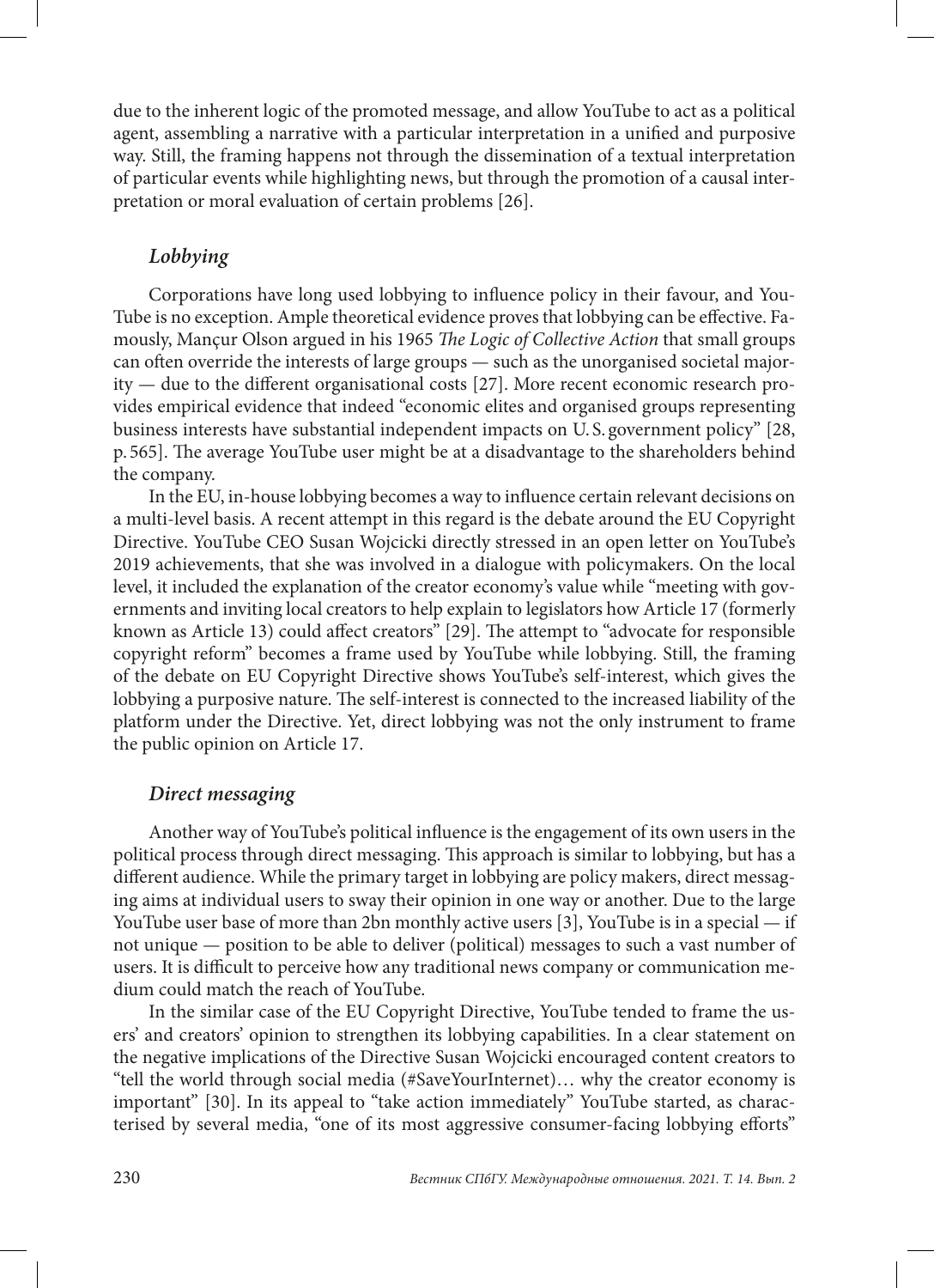due to the inherent logic of the promoted message, and allow YouTube to act as a political agent, assembling a narrative with a particular interpretation in a unified and purposive way. Still, the framing happens not through the dissemination of a textual interpretation of particular events while highlighting news, but through the promotion of a causal interpretation or moral evaluation of certain problems [26].

### *Lobbying*

Corporations have long used lobbying to influence policy in their favour, and YouTube is no exception. Ample theoretical evidence proves that lobbying can be effective. Famously, Mançur Olson argued in his 1965 *The Logic of Collective Action* that small groups can often override the interests of large groups — such as the unorganised societal majority — due to the different organisational costs [27]. More recent economic research provides empirical evidence that indeed "economic elites and organised groups representing business interests have substantial independent impacts on U. S. government policy" [28, p. 565]. The average YouTube user might be at a disadvantage to the shareholders behind the company.

In the EU, in-house lobbying becomes a way to influence certain relevant decisions on a multi-level basis. A recent attempt in this regard is the debate around the EU Copyright Directive. YouTube CEO Susan Wojcicki directly stressed in an open letter on YouTube's 2019 achievements, that she was involved in a dialogue with policymakers. On the local level, it included the explanation of the creator economy's value while "meeting with governments and inviting local creators to help explain to legislators how Article 17 (formerly known as Article 13) could affect creators" [29]. The attempt to "advocate for responsible copyright reform" becomes a frame used by YouTube while lobbying. Still, the framing of the debate on EU Copyright Directive shows YouTube's self-interest, which gives the lobbying a purposive nature. The self-interest is connected to the increased liability of the platform under the Directive. Yet, direct lobbying was not the only instrument to frame the public opinion on Article 17.

### *Direct messaging*

Another way of YouTube's political influence is the engagement of its own users in the political process through direct messaging. This approach is similar to lobbying, but has a different audience. While the primary target in lobbying are policy makers, direct messaging aims at individual users to sway their opinion in one way or another. Due to the large YouTube user base of more than 2bn monthly active users [3], YouTube is in a special — if not unique — position to be able to deliver (political) messages to such a vast number of users. It is difficult to perceive how any traditional news company or communication medium could match the reach of YouTube.

In the similar case of the EU Copyright Directive, YouTube tended to frame the users' and creators' opinion to strengthen its lobbying capabilities. In a clear statement on the negative implications of the Directive Susan Wojcicki encouraged content creators to "tell the world through social media (#SaveYourInternet)… why the creator economy is important" [30]. In its appeal to "take action immediately" YouTube started, as characterised by several media, "one of its most aggressive consumer-facing lobbying efforts"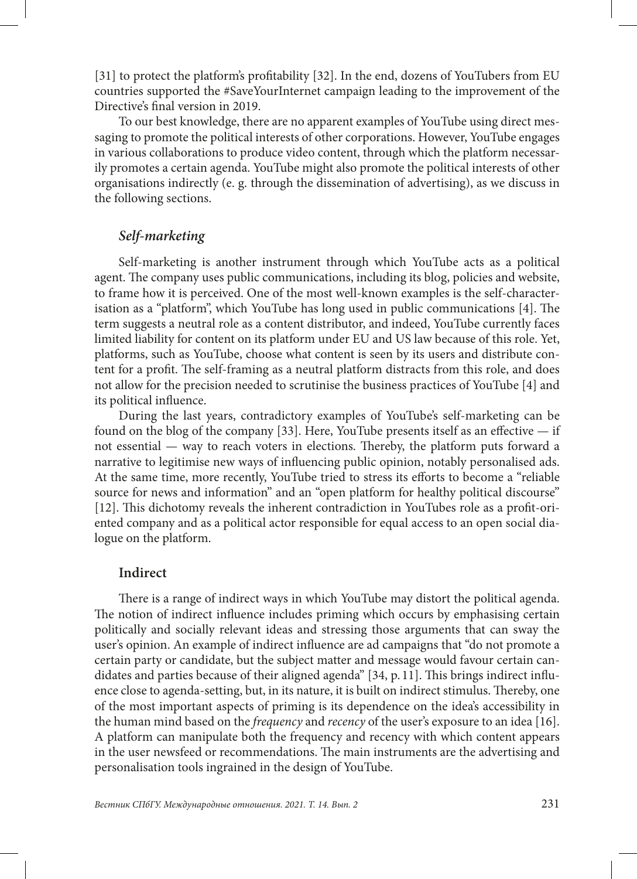[31] to protect the platform's profitability [32]. In the end, dozens of YouTubers from EU countries supported the #SaveYourInternet campaign leading to the improvement of the Directive's final version in 2019.

To our best knowledge, there are no apparent examples of YouTube using direct messaging to promote the political interests of other corporations. However, YouTube engages in various collaborations to produce video content, through which the platform necessarily promotes a certain agenda. YouTube might also promote the political interests of other organisations indirectly (e. g. through the dissemination of advertising), as we discuss in the following sections.

### *Self-marketing*

Self-marketing is another instrument through which YouTube acts as a political agent. The company uses public communications, including its blog, policies and website, to frame how it is perceived. One of the most well-known examples is the self-characterisation as a "platform", which YouTube has long used in public communications [4]. The term suggests a neutral role as a content distributor, and indeed, YouTube currently faces limited liability for content on its platform under EU and US law because of this role. Yet, platforms, such as YouTube, choose what content is seen by its users and distribute content for a profit. The self-framing as a neutral platform distracts from this role, and does not allow for the precision needed to scrutinise the business practices of YouTube [4] and its political influence.

During the last years, contradictory examples of YouTube's self-marketing can be found on the blog of the company [33]. Here, YouTube presents itself as an effective — if not essential — way to reach voters in elections. Thereby, the platform puts forward a narrative to legitimise new ways of influencing public opinion, notably personalised ads. At the same time, more recently, YouTube tried to stress its efforts to become a "reliable source for news and information" and an "open platform for healthy political discourse" [12]. This dichotomy reveals the inherent contradiction in YouTubes role as a profit-oriented company and as a political actor responsible for equal access to an open social dialogue on the platform.

## Indirect

There is a range of indirect ways in which YouTube may distort the political agenda. The notion of indirect influence includes priming which occurs by emphasising certain politically and socially relevant ideas and stressing those arguments that can sway the user's opinion. An example of indirect influence are ad campaigns that "do not promote a certain party or candidate, but the subject matter and message would favour certain candidates and parties because of their aligned agenda" [34, p. 11]. This brings indirect influence close to agenda-setting, but, in its nature, it is built on indirect stimulus. Thereby, one of the most important aspects of priming is its dependence on the idea's accessibility in the human mind based on the *frequency* and *recency* of the user's exposure to an idea [16]. A platform can manipulate both the frequency and recency with which content appears in the user newsfeed or recommendations. The main instruments are the advertising and personalisation tools ingrained in the design of YouTube.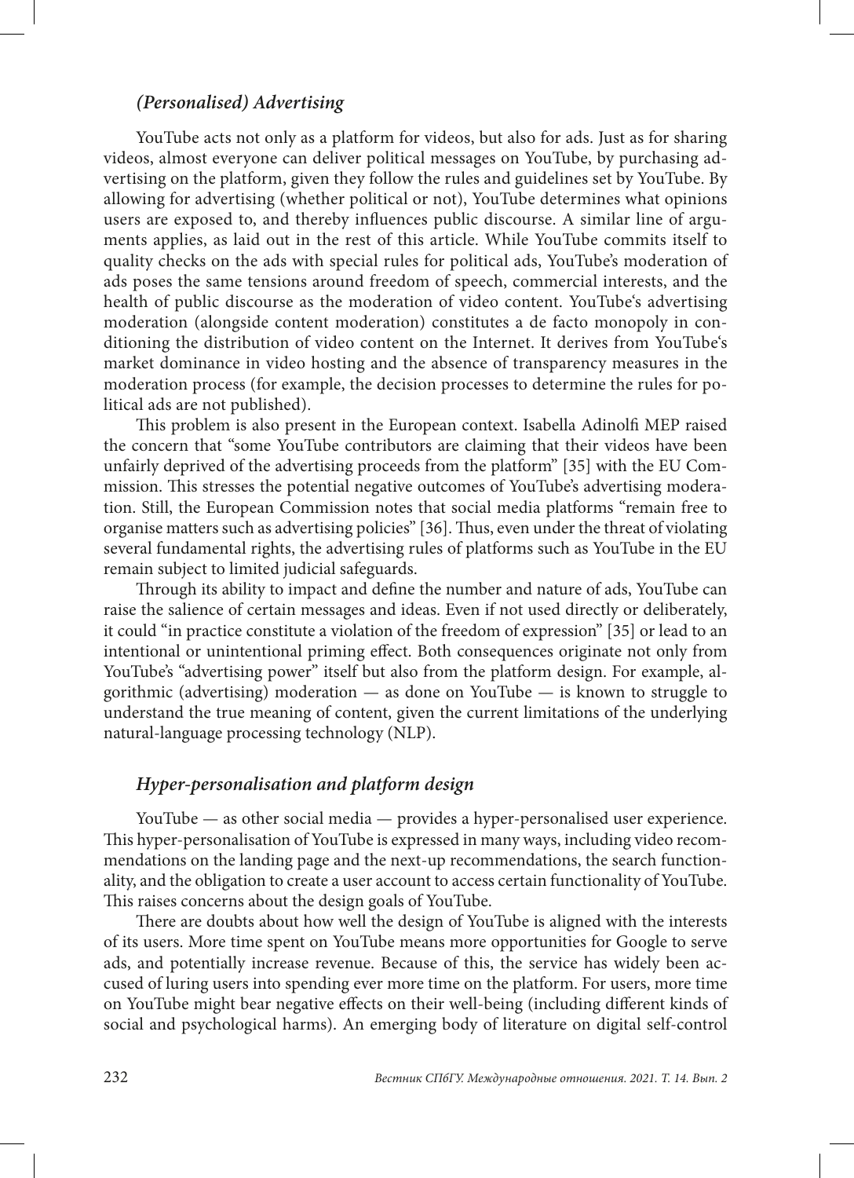### *(Personalised) Advertising*

YouTube acts not only as a platform for videos, but also for ads. Just as for sharing videos, almost everyone can deliver political messages on YouTube, by purchasing advertising on the platform, given they follow the rules and guidelines set by YouTube. By allowing for advertising (whether political or not), YouTube determines what opinions users are exposed to, and thereby influences public discourse. A similar line of arguments applies, as laid out in the rest of this article. While YouTube commits itself to quality checks on the ads with special rules for political ads, YouTube's moderation of ads poses the same tensions around freedom of speech, commercial interests, and the health of public discourse as the moderation of video content. YouTube's advertising moderation (alongside content moderation) constitutes a de facto monopoly in conditioning the distribution of video content on the Internet. It derives from YouTube's market dominance in video hosting and the absence of transparency measures in the moderation process (for example, the decision processes to determine the rules for political ads are not published).

This problem is also present in the European context. Isabella Adinolfi MEP raised the concern that "some YouTube contributors are claiming that their videos have been unfairly deprived of the advertising proceeds from the platform" [35] with the EU Commission. This stresses the potential negative outcomes of YouTube's advertising moderation. Still, the European Commission notes that social media platforms "remain free to organise matters such as advertising policies" [36]. Thus, even under the threat of violating several fundamental rights, the advertising rules of platforms such as YouTube in the EU remain subject to limited judicial safeguards.

Through its ability to impact and define the number and nature of ads, YouTube can raise the salience of certain messages and ideas. Even if not used directly or deliberately, it could "in practice constitute a violation of the freedom of expression" [35] or lead to an intentional or unintentional priming effect. Both consequences originate not only from YouTube's "advertising power" itself but also from the platform design. For example, algorithmic (advertising) moderation — as done on YouTube — is known to struggle to understand the true meaning of content, given the current limitations of the underlying natural-language processing technology (NLP).

### *Hyper-personalisation and platform design*

YouTube — as other social media — provides a hyper-personalised user experience. This hyper-personalisation of YouTube is expressed in many ways, including video recommendations on the landing page and the next-up recommendations, the search functionality, and the obligation to create a user account to access certain functionality of YouTube. This raises concerns about the design goals of YouTube.

There are doubts about how well the design of YouTube is aligned with the interests of its users. More time spent on YouTube means more opportunities for Google to serve ads, and potentially increase revenue. Because of this, the service has widely been accused of luring users into spending ever more time on the platform. For users, more time on YouTube might bear negative effects on their well-being (including different kinds of social and psychological harms). An emerging body of literature on digital self-control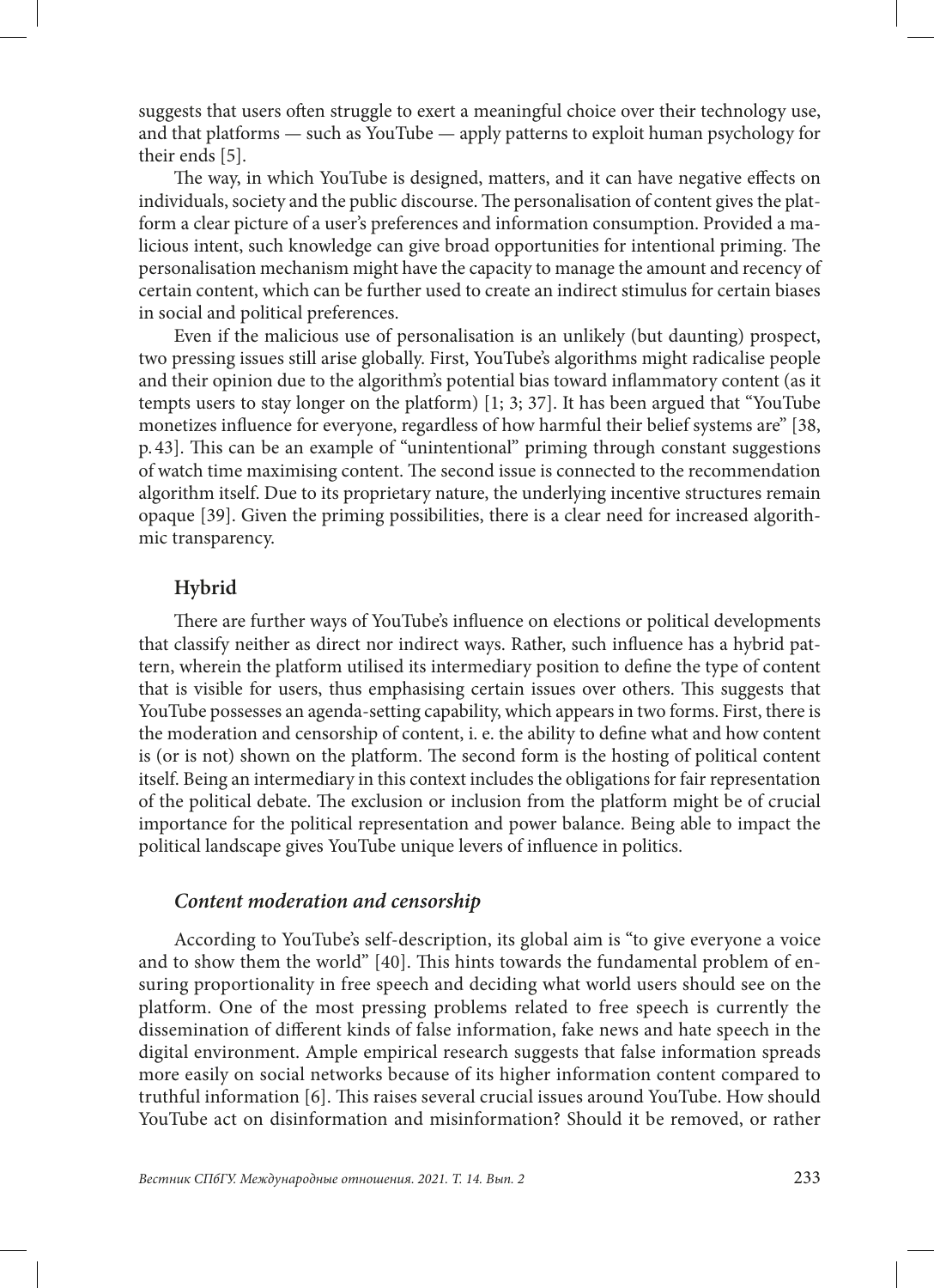suggests that users often struggle to exert a meaningful choice over their technology use, and that platforms — such as YouTube — apply patterns to exploit human psychology for their ends [5].

The way, in which YouTube is designed, matters, and it can have negative effects on individuals, society and the public discourse. The personalisation of content gives the platform a clear picture of a user's preferences and information consumption. Provided a malicious intent, such knowledge can give broad opportunities for intentional priming. The personalisation mechanism might have the capacity to manage the amount and recency of certain content, which can be further used to create an indirect stimulus for certain biases in social and political preferences.

Even if the malicious use of personalisation is an unlikely (but daunting) prospect, two pressing issues still arise globally. First, YouTube's algorithms might radicalise people and their opinion due to the algorithm's potential bias toward inflammatory content (as it tempts users to stay longer on the platform) [1; 3; 37]. It has been argued that "YouTube monetizes influence for everyone, regardless of how harmful their belief systems are" [38, p. 43]. This can be an example of "unintentional" priming through constant suggestions of watch time maximising content. The second issue is connected to the recommendation algorithm itself. Due to its proprietary nature, the underlying incentive structures remain opaque [39]. Given the priming possibilities, there is a clear need for increased algorithmic transparency.

## Hybrid

There are further ways of YouTube's influence on elections or political developments that classify neither as direct nor indirect ways. Rather, such influence has a hybrid pattern, wherein the platform utilised its intermediary position to define the type of content that is visible for users, thus emphasising certain issues over others. This suggests that YouTube possesses an agenda-setting capability, which appears in two forms. First, there is the moderation and censorship of content, i. e. the ability to define what and how content is (or is not) shown on the platform. The second form is the hosting of political content itself. Being an intermediary in this context includes the obligations for fair representation of the political debate. The exclusion or inclusion from the platform might be of crucial importance for the political representation and power balance. Being able to impact the political landscape gives YouTube unique levers of influence in politics.

### *Content moderation and censorship*

According to YouTube's self-description, its global aim is "to give everyone a voice and to show them the world" [40]. This hints towards the fundamental problem of ensuring proportionality in free speech and deciding what world users should see on the platform. One of the most pressing problems related to free speech is currently the dissemination of different kinds of false information, fake news and hate speech in the digital environment. Ample empirical research suggests that false information spreads more easily on social networks because of its higher information content compared to truthful information [6]. This raises several crucial issues around YouTube. How should YouTube act on disinformation and misinformation? Should it be removed, or rather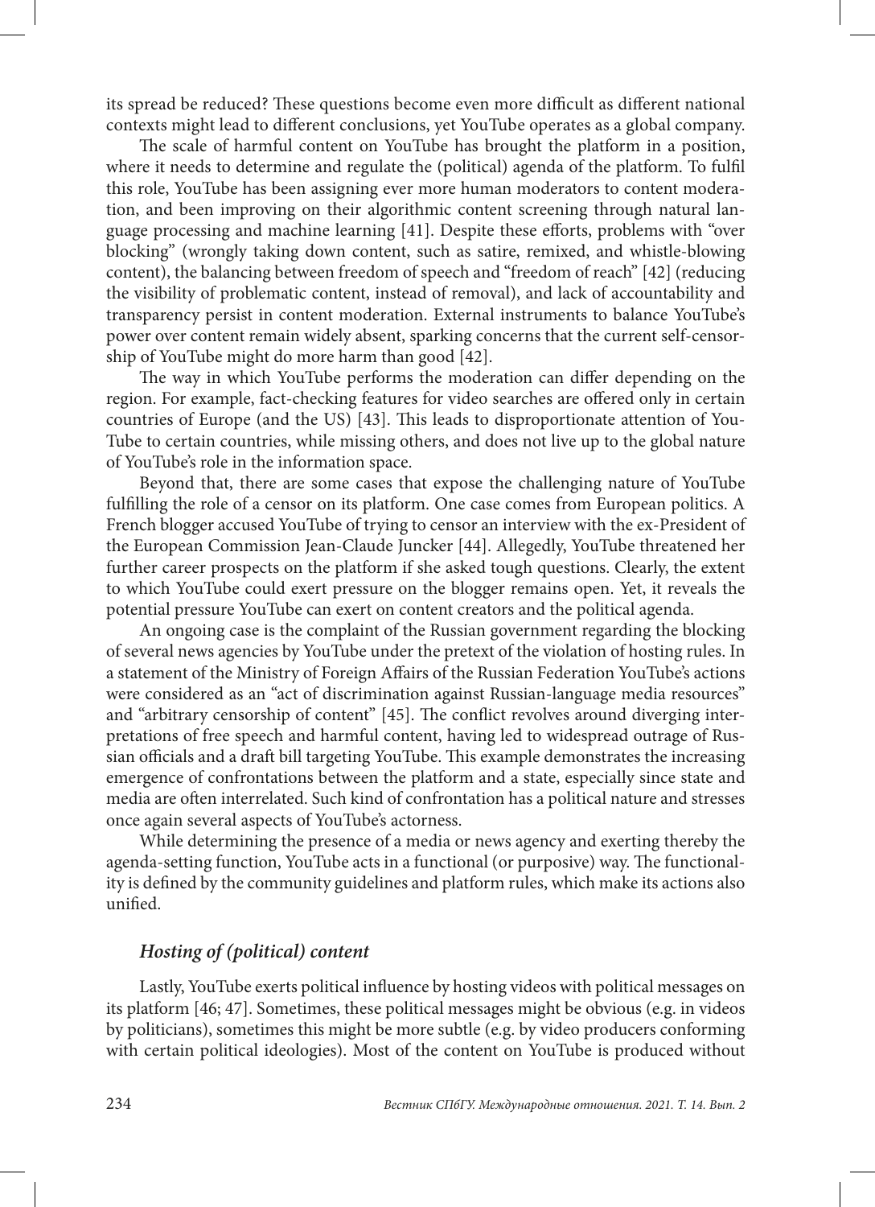its spread be reduced? These questions become even more difficult as different national contexts might lead to different conclusions, yet YouTube operates as a global company.

The scale of harmful content on YouTube has brought the platform in a position, where it needs to determine and regulate the (political) agenda of the platform. To fulfil this role, YouTube has been assigning ever more human moderators to content moderation, and been improving on their algorithmic content screening through natural language processing and machine learning [41]. Despite these efforts, problems with "over blocking" (wrongly taking down content, such as satire, remixed, and whistle-blowing content), the balancing between freedom of speech and "freedom of reach" [42] (reducing the visibility of problematic content, instead of removal), and lack of accountability and transparency persist in content moderation. External instruments to balance YouTube's power over content remain widely absent, sparking concerns that the current self-censorship of YouTube might do more harm than good [42].

The way in which YouTube performs the moderation can differ depending on the region. For example, fact-checking features for video searches are offered only in certain countries of Europe (and the US) [43]. This leads to disproportionate attention of YouTube to certain countries, while missing others, and does not live up to the global nature of YouTube's role in the information space.

Beyond that, there are some cases that expose the challenging nature of YouTube fulfilling the role of a censor on its platform. One case comes from European politics. A French blogger accused YouTube of trying to censor an interview with the ex-President of the European Commission Jean-Claude Juncker [44]. Allegedly, YouTube threatened her further career prospects on the platform if she asked tough questions. Clearly, the extent to which YouTube could exert pressure on the blogger remains open. Yet, it reveals the potential pressure YouTube can exert on content creators and the political agenda.

An ongoing case is the complaint of the Russian government regarding the blocking of several news agencies by YouTube under the pretext of the violation of hosting rules. In a statement of the Ministry of Foreign Affairs of the Russian Federation YouTube's actions were considered as an "act of discrimination against Russian-language media resources" and "arbitrary censorship of content" [45]. The conflict revolves around diverging interpretations of free speech and harmful content, having led to widespread outrage of Russian officials and a draft bill targeting YouTube. This example demonstrates the increasing emergence of confrontations between the platform and a state, especially since state and media are often interrelated. Such kind of confrontation has a political nature and stresses once again several aspects of YouTube's actorness.

While determining the presence of a media or news agency and exerting thereby the agenda-setting function, YouTube acts in a functional (or purposive) way. The functionality is defined by the community guidelines and platform rules, which make its actions also unified.

### *Hosting of (political) content*

Lastly, YouTube exerts political influence by hosting videos with political messages on its platform [46; 47]. Sometimes, these political messages might be obvious (e.g. in videos by politicians), sometimes this might be more subtle (e.g. by video producers conforming with certain political ideologies). Most of the content on YouTube is produced without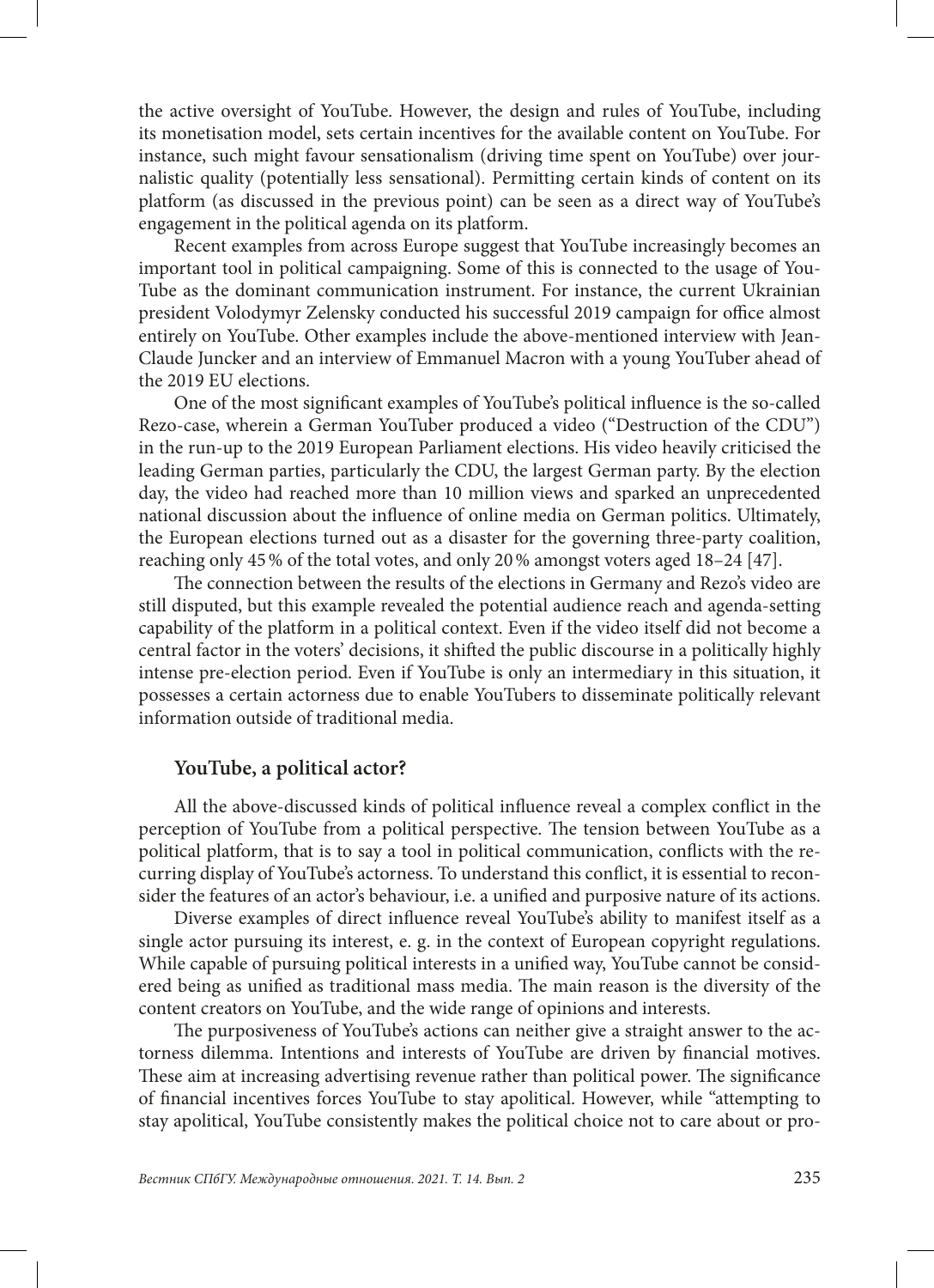the active oversight of YouTube. However, the design and rules of YouTube, including its monetisation model, sets certain incentives for the available content on YouTube. For instance, such might favour sensationalism (driving time spent on YouTube) over journalistic quality (potentially less sensational). Permitting certain kinds of content on its platform (as discussed in the previous point) can be seen as a direct way of YouTube's engagement in the political agenda on its platform.

Recent examples from across Europe suggest that YouTube increasingly becomes an important tool in political campaigning. Some of this is connected to the usage of YouTube as the dominant communication instrument. For instance, the current Ukrainian president Volodymyr Zelensky conducted his successful 2019 campaign for office almost entirely on YouTube. Other examples include the above-mentioned interview with Jean-Claude Juncker and an interview of Emmanuel Macron with a young YouTuber ahead of the 2019 EU elections.

One of the most significant examples of YouTube's political influence is the so-called Rezo-case, wherein a German YouTuber produced a video ("Destruction of the CDU") in the run-up to the 2019 European Parliament elections. His video heavily criticised the leading German parties, particularly the CDU, the largest German party. By the election day, the video had reached more than 10 million views and sparked an unprecedented national discussion about the influence of online media on German politics. Ultimately, the European elections turned out as a disaster for the governing three-party coalition, reaching only 45 % of the total votes, and only 20 % amongst voters aged 18–24 [47].

The connection between the results of the elections in Germany and Rezo's video are still disputed, but this example revealed the potential audience reach and agenda-setting capability of the platform in a political context. Even if the video itself did not become a central factor in the voters' decisions, it shifted the public discourse in a politically highly intense pre-election period. Even if YouTube is only an intermediary in this situation, it possesses a certain actorness due to enable YouTubers to disseminate politically relevant information outside of traditional media.

## YouTube, a political actor?

All the above-discussed kinds of political influence reveal a complex conflict in the perception of YouTube from a political perspective. The tension between YouTube as a political platform, that is to say a tool in political communication, conflicts with the recurring display of YouTube's actorness. To understand this conflict, it is essential to reconsider the features of an actor's behaviour, i.e. a unified and purposive nature of its actions.

Diverse examples of direct influence reveal YouTube's ability to manifest itself as a single actor pursuing its interest, e. g. in the context of European copyright regulations. While capable of pursuing political interests in a unified way, YouTube cannot be considered being as unified as traditional mass media. The main reason is the diversity of the content creators on YouTube, and the wide range of opinions and interests.

The purposiveness of YouTube's actions can neither give a straight answer to the actorness dilemma. Intentions and interests of YouTube are driven by financial motives. These aim at increasing advertising revenue rather than political power. The significance of financial incentives forces YouTube to stay apolitical. However, while "attempting to stay apolitical, YouTube consistently makes the political choice not to care about or pro-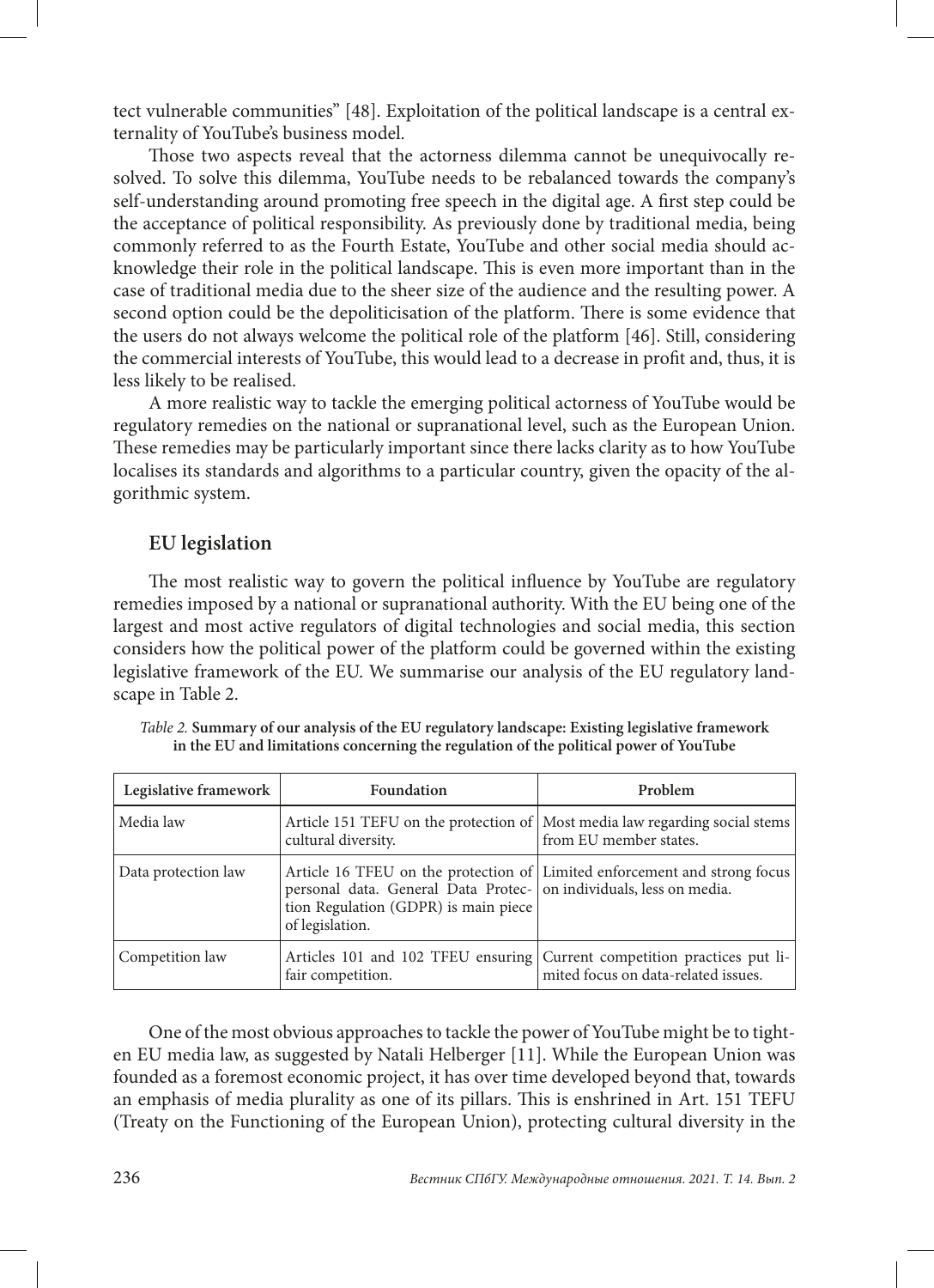tect vulnerable communities" [48]. Exploitation of the political landscape is a central externality of YouTube's business model.

Those two aspects reveal that the actorness dilemma cannot be unequivocally resolved. To solve this dilemma, YouTube needs to be rebalanced towards the company's self-understanding around promoting free speech in the digital age. A first step could be the acceptance of political responsibility. As previously done by traditional media, being commonly referred to as the Fourth Estate, YouTube and other social media should acknowledge their role in the political landscape. This is even more important than in the case of traditional media due to the sheer size of the audience and the resulting power. A second option could be the depoliticisation of the platform. There is some evidence that the users do not always welcome the political role of the platform [46]. Still, considering the commercial interests of YouTube, this would lead to a decrease in profit and, thus, it is less likely to be realised.

A more realistic way to tackle the emerging political actorness of YouTube would be regulatory remedies on the national or supranational level, such as the European Union. These remedies may be particularly important since there lacks clarity as to how YouTube localises its standards and algorithms to a particular country, given the opacity of the algorithmic system.

## EU legislation

The most realistic way to govern the political influence by YouTube are regulatory remedies imposed by a national or supranational authority. With the EU being one of the largest and most active regulators of digital technologies and social media, this section considers how the political power of the platform could be governed within the existing legislative framework of the EU. We summarise our analysis of the EU regulatory landscape in Table 2.

*Table 2.* **Summary of our analysis of the EU regulatory landscape: Existing legislative framework in the EU and limitations concerning the regulation of the political power of YouTube**

| Legislative framework | Foundation | Problem |
|---|---|---|
| Media law | Article 151 TEFU on the protection of cultural diversity. | Most media law regarding social stems from EU member states. |
| Data protection law | Article 16 TFEU on the protection of personal data. General Data Protection Regulation (GDPR) is main piece of legislation. | Limited enforcement and strong focus on individuals, less on media. |
| Competition law | Articles 101 and 102 TFEU ensuring fair competition. | Current competition practices put limited focus on data-related issues. |

One of the most obvious approaches to tackle the power of YouTube might be to tighten EU media law, as suggested by Natali Helberger [11]. While the European Union was founded as a foremost economic project, it has over time developed beyond that, towards an emphasis of media plurality as one of its pillars. This is enshrined in Art. 151 TEFU (Treaty on the Functioning of the European Union), protecting cultural diversity in the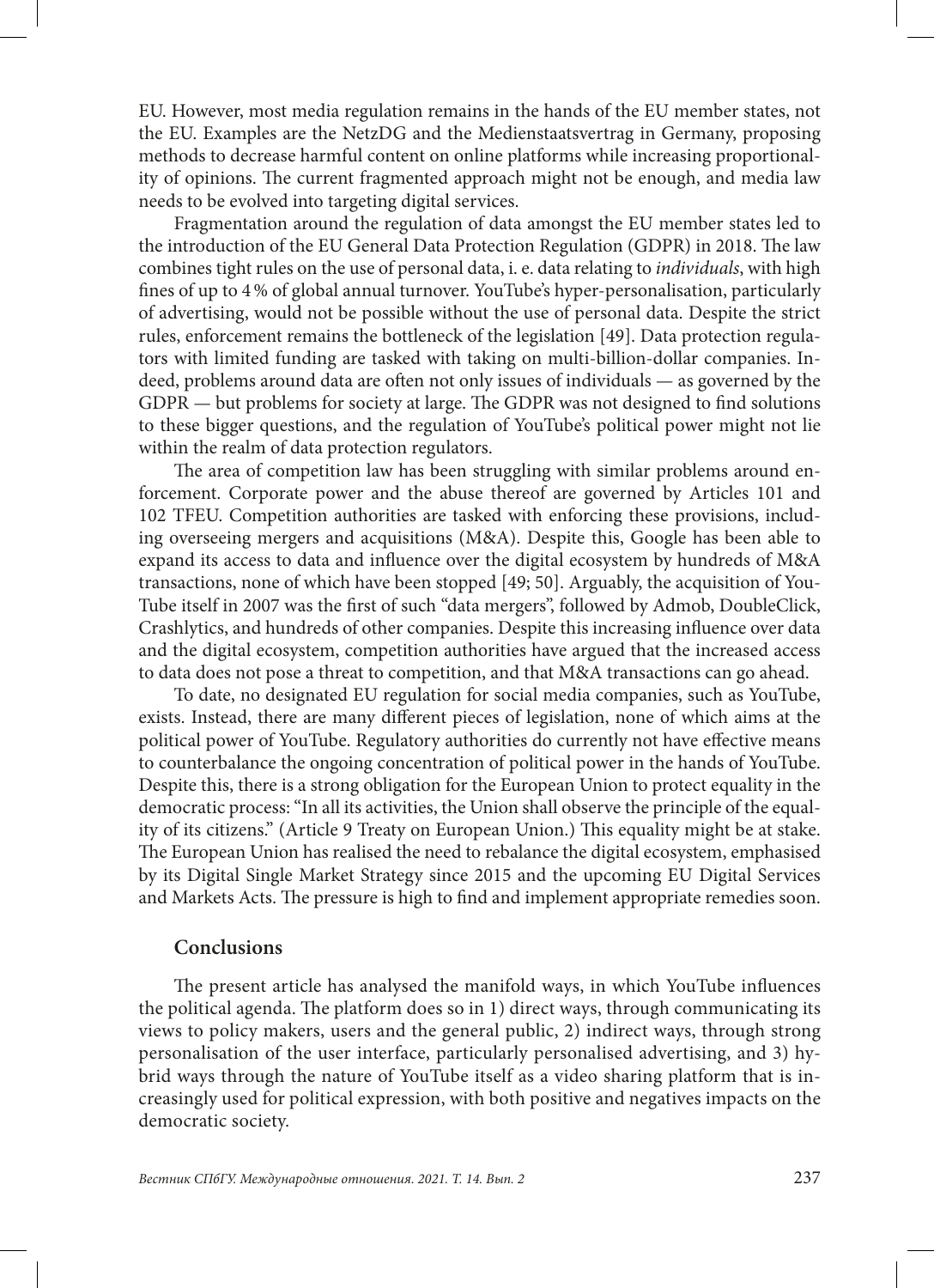EU. However, most media regulation remains in the hands of the EU member states, not the EU. Examples are the NetzDG and the Medienstaatsvertrag in Germany, proposing methods to decrease harmful content on online platforms while increasing proportionality of opinions. The current fragmented approach might not be enough, and media law needs to be evolved into targeting digital services.

Fragmentation around the regulation of data amongst the EU member states led to the introduction of the EU General Data Protection Regulation (GDPR) in 2018. The law combines tight rules on the use of personal data, i. e. data relating to *individuals*, with high fines of up to 4% of global annual turnover. YouTube's hyper-personalisation, particularly of advertising, would not be possible without the use of personal data. Despite the strict rules, enforcement remains the bottleneck of the legislation [49]. Data protection regulators with limited funding are tasked with taking on multi-billion-dollar companies. Indeed, problems around data are often not only issues of individuals — as governed by the GDPR — but problems for society at large. The GDPR was not designed to find solutions to these bigger questions, and the regulation of YouTube's political power might not lie within the realm of data protection regulators.

The area of competition law has been struggling with similar problems around enforcement. Corporate power and the abuse thereof are governed by Articles 101 and 102 TFEU. Competition authorities are tasked with enforcing these provisions, including overseeing mergers and acquisitions (M&A). Despite this, Google has been able to expand its access to data and influence over the digital ecosystem by hundreds of M&A transactions, none of which have been stopped [49; 50]. Arguably, the acquisition of YouTube itself in 2007 was the first of such "data mergers", followed by Admob, DoubleClick, Crashlytics, and hundreds of other companies. Despite this increasing influence over data and the digital ecosystem, competition authorities have argued that the increased access to data does not pose a threat to competition, and that M&A transactions can go ahead.

To date, no designated EU regulation for social media companies, such as YouTube, exists. Instead, there are many different pieces of legislation, none of which aims at the political power of YouTube. Regulatory authorities do currently not have effective means to counterbalance the ongoing concentration of political power in the hands of YouTube. Despite this, there is a strong obligation for the European Union to protect equality in the democratic process: "In all its activities, the Union shall observe the principle of the equality of its citizens." (Article 9 Treaty on European Union.) This equality might be at stake. The European Union has realised the need to rebalance the digital ecosystem, emphasised by its Digital Single Market Strategy since 2015 and the upcoming EU Digital Services and Markets Acts. The pressure is high to find and implement appropriate remedies soon.

## Conclusions

The present article has analysed the manifold ways, in which YouTube influences the political agenda. The platform does so in 1) direct ways, through communicating its views to policy makers, users and the general public, 2) indirect ways, through strong personalisation of the user interface, particularly personalised advertising, and 3) hybrid ways through the nature of YouTube itself as a video sharing platform that is increasingly used for political expression, with both positive and negatives impacts on the democratic society.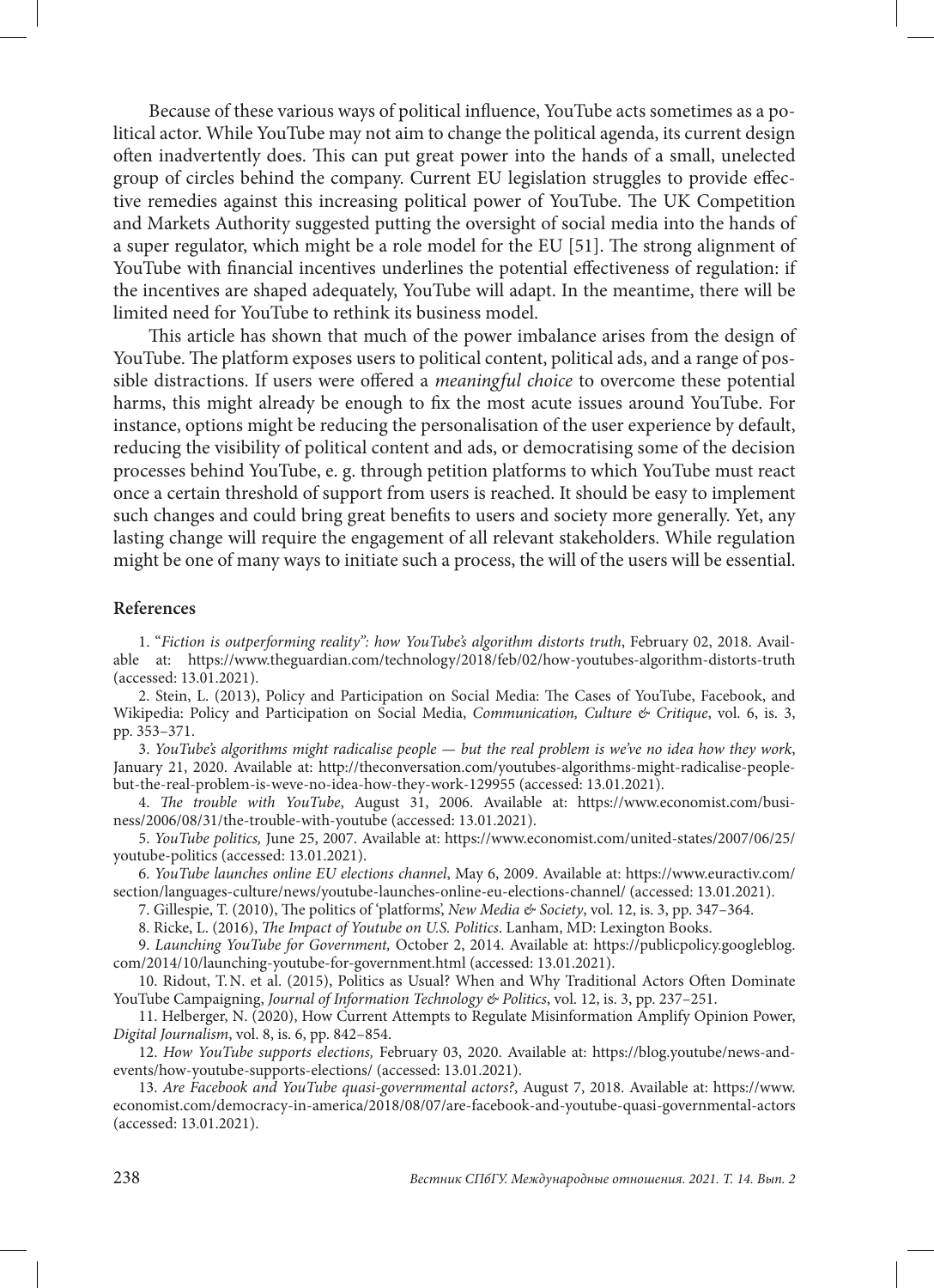Because of these various ways of political influence, YouTube acts sometimes as a political actor. While YouTube may not aim to change the political agenda, its current design often inadvertently does. This can put great power into the hands of a small, unelected group of circles behind the company. Current EU legislation struggles to provide effective remedies against this increasing political power of YouTube. The UK Competition and Markets Authority suggested putting the oversight of social media into the hands of a super regulator, which might be a role model for the EU [51]. The strong alignment of YouTube with financial incentives underlines the potential effectiveness of regulation: if the incentives are shaped adequately, YouTube will adapt. In the meantime, there will be limited need for YouTube to rethink its business model.

This article has shown that much of the power imbalance arises from the design of YouTube. The platform exposes users to political content, political ads, and a range of possible distractions. If users were offered a *meaningful choice* to overcome these potential harms, this might already be enough to fix the most acute issues around YouTube. For instance, options might be reducing the personalisation of the user experience by default, reducing the visibility of political content and ads, or democratising some of the decision processes behind YouTube, e. g. through petition platforms to which YouTube must react once a certain threshold of support from users is reached. It should be easy to implement such changes and could bring great benefits to users and society more generally. Yet, any lasting change will require the engagement of all relevant stakeholders. While regulation might be one of many ways to initiate such a process, the will of the users will be essential.

## References

1. "*Fiction is outperforming reality": how YouTube's algorithm distorts truth*, February 02, 2018. Available at: https://www.theguardian.com/technology/2018/feb/02/how-youtubes-algorithm-distorts-truth (accessed: 13.01.2021).

2. Stein, L. (2013), Policy and Participation on Social Media: The Cases of YouTube, Facebook, and Wikipedia: Policy and Participation on Social Media, *Communication, Culture & Critique*, vol. 6, is. 3, pp. 353–371.

3. *YouTube's algorithms might radicalise people — but the real problem is we've no idea how they work*, January 21, 2020. Available at: http://theconversation.com/youtubes-algorithms-might-radicalise-people-but-the-real-problem-is-weve-no-idea-how-they-work-129955 (accessed: 13.01.2021).

4. *The trouble with YouTube*, August 31, 2006. Available at: https://www.economist.com/business/2006/08/31/the-trouble-with-youtube (accessed: 13.01.2021).

5. *YouTube politics,* June 25, 2007. Available at: https://www.economist.com/united-states/2007/06/25/youtube-politics (accessed: 13.01.2021).

6. *YouTube launches online EU elections channel*, May 6, 2009. Available at: https://www.euractiv.com/section/languages-culture/news/youtube-launches-online-eu-elections-channel/ (accessed: 13.01.2021).

7. Gillespie, T. (2010), The politics of 'platforms', *New Media & Society*, vol. 12, is. 3, pp. 347–364.

8. Ricke, L. (2016), *The Impact of Youtube on U.S. Politics*. Lanham, MD: Lexington Books.

9. *Launching YouTube for Government,* October 2, 2014. Available at: https://publicpolicy.googleblog.com/2014/10/launching-youtube-for-government.html (accessed: 13.01.2021).

10. Ridout, T.N. et al. (2015), Politics as Usual? When and Why Traditional Actors Often Dominate YouTube Campaigning, *Journal of Information Technology & Politics*, vol. 12, is. 3, pp. 237–251.

11. Helberger, N. (2020), How Current Attempts to Regulate Misinformation Amplify Opinion Power, *Digital Journalism*, vol. 8, is. 6, pp. 842–854.

12. *How YouTube supports elections,* February 03, 2020. Available at: https://blog.youtube/news-and-events/how-youtube-supports-elections/ (accessed: 13.01.2021).

13. *Are Facebook and YouTube quasi-governmental actors?*, August 7, 2018. Available at: https://www.economist.com/democracy-in-america/2018/08/07/are-facebook-and-youtube-quasi-governmental-actors (accessed: 13.01.2021).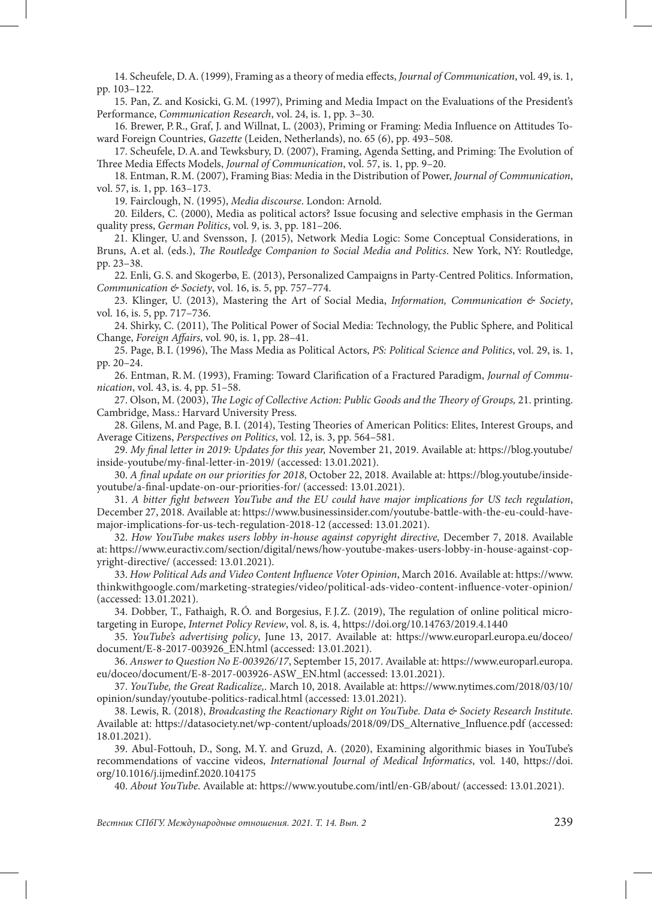14. Scheufele, D. A. (1999), Framing as a theory of media effects, *Journal of Communication*, vol. 49, is. 1, pp. 103–122.

15. Pan, Z. and Kosicki, G. M. (1997), Priming and Media Impact on the Evaluations of the President's Performance, *Communication Research*, vol. 24, is. 1, pp. 3–30.

16. Brewer, P. R., Graf, J. and Willnat, L. (2003), Priming or Framing: Media Influence on Attitudes Toward Foreign Countries, *Gazette* (Leiden, Netherlands), no. 65 (6), pp. 493–508.

17. Scheufele, D. A. and Tewksbury, D. (2007), Framing, Agenda Setting, and Priming: The Evolution of Three Media Effects Models, *Journal of Communication*, vol. 57, is. 1, pp. 9–20.

18. Entman, R. M. (2007), Framing Bias: Media in the Distribution of Power, *Journal of Communication*, vol. 57, is. 1, pp. 163–173.

19. Fairclough, N. (1995), *Media discourse*. London: Arnold.

20. Eilders, C. (2000), Media as political actors? Issue focusing and selective emphasis in the German quality press, *German Politics*, vol. 9, is. 3, pp. 181–206.

21. Klinger, U. and Svensson, J. (2015), Network Media Logic: Some Conceptual Considerations, in Bruns, A. et al. (eds.), *The Routledge Companion to Social Media and Politics*. New York, NY: Routledge, pp. 23–38.

22. Enli, G. S. and Skogerbø, E. (2013), Personalized Campaigns in Party-Centred Politics. Information, *Communication & Society*, vol. 16, is. 5, pp. 757–774.

23. Klinger, U. (2013), Mastering the Art of Social Media, *Information, Communication & Society*, vol. 16, is. 5, pp. 717–736.

24. Shirky, C. (2011), The Political Power of Social Media: Technology, the Public Sphere, and Political Change, *Foreign Affairs*, vol. 90, is. 1, pp. 28–41.

25. Page, B. I. (1996), The Mass Media as Political Actors, *PS: Political Science and Politics*, vol. 29, is. 1, pp. 20–24.

26. Entman, R. M. (1993), Framing: Toward Clarification of a Fractured Paradigm, *Journal of Communication*, vol. 43, is. 4, pp. 51–58.

27. Olson, M. (2003), *The Logic of Collective Action: Public Goods and the Theory of Groups,* 21. printing. Cambridge, Mass.: Harvard University Press.

28. Gilens, M. and Page, B. I. (2014), Testing Theories of American Politics: Elites, Interest Groups, and Average Citizens, *Perspectives on Politics*, vol. 12, is. 3, pp. 564–581.

29. *My final letter in 2019: Updates for this year,* November 21, 2019. Available at: https://blog.youtube/inside-youtube/my-final-letter-in-2019/ (accessed: 13.01.2021).

30. *A final update on our priorities for 2018*, October 22, 2018. Available at: https://blog.youtube/inside-youtube/a-final-update-on-our-priorities-for/ (accessed: 13.01.2021).

31. *A bitter fight between YouTube and the EU could have major implications for US tech regulation*, December 27, 2018. Available at: https://www.businessinsider.com/youtube-battle-with-the-eu-could-have-major-implications-for-us-tech-regulation-2018-12 (accessed: 13.01.2021).

32. *How YouTube makes users lobby in-house against copyright directive,* December 7, 2018. Available at: https://www.euractiv.com/section/digital/news/how-youtube-makes-users-lobby-in-house-against-copyright-directive/ (accessed: 13.01.2021).

33. *How Political Ads and Video Content Influence Voter Opinion*, March 2016. Available at: https://www.thinkwithgoogle.com/marketing-strategies/video/political-ads-video-content-influence-voter-opinion/ (accessed: 13.01.2021).

34. Dobber, T., Fathaigh, R. Ó. and Borgesius, F. J. Z. (2019), The regulation of online political microtargeting in Europe, *Internet Policy Review*, vol. 8, is. 4, https://doi.org/10.14763/2019.4.1440

35. *YouTube's advertising policy*, June 13, 2017. Available at: https://www.europarl.europa.eu/doceo/document/E-8-2017-003926_EN.html (accessed: 13.01.2021).

36. *Answer to Question No E-003926/17*, September 15, 2017. Available at: https://www.europarl.europa.eu/doceo/document/E-8-2017-003926-ASW_EN.html (accessed: 13.01.2021).

37. *YouTube, the Great Radicalize,*. March 10, 2018. Available at: https://www.nytimes.com/2018/03/10/opinion/sunday/youtube-politics-radical.html (accessed: 13.01.2021).

38. Lewis, R. (2018), *Broadcasting the Reactionary Right on YouTube. Data & Society Research Institute*. Available at: https://datasociety.net/wp-content/uploads/2018/09/DS_Alternative_Influence.pdf (accessed: 18.01.2021).

39. Abul-Fottouh, D., Song, M. Y. and Gruzd, A. (2020), Examining algorithmic biases in YouTube's recommendations of vaccine videos, *International Journal of Medical Informatics*, vol. 140, https://doi.org/10.1016/j.ijmedinf.2020.104175

40. *About YouTube*. Available at: https://www.youtube.com/intl/en-GB/about/ (accessed: 13.01.2021).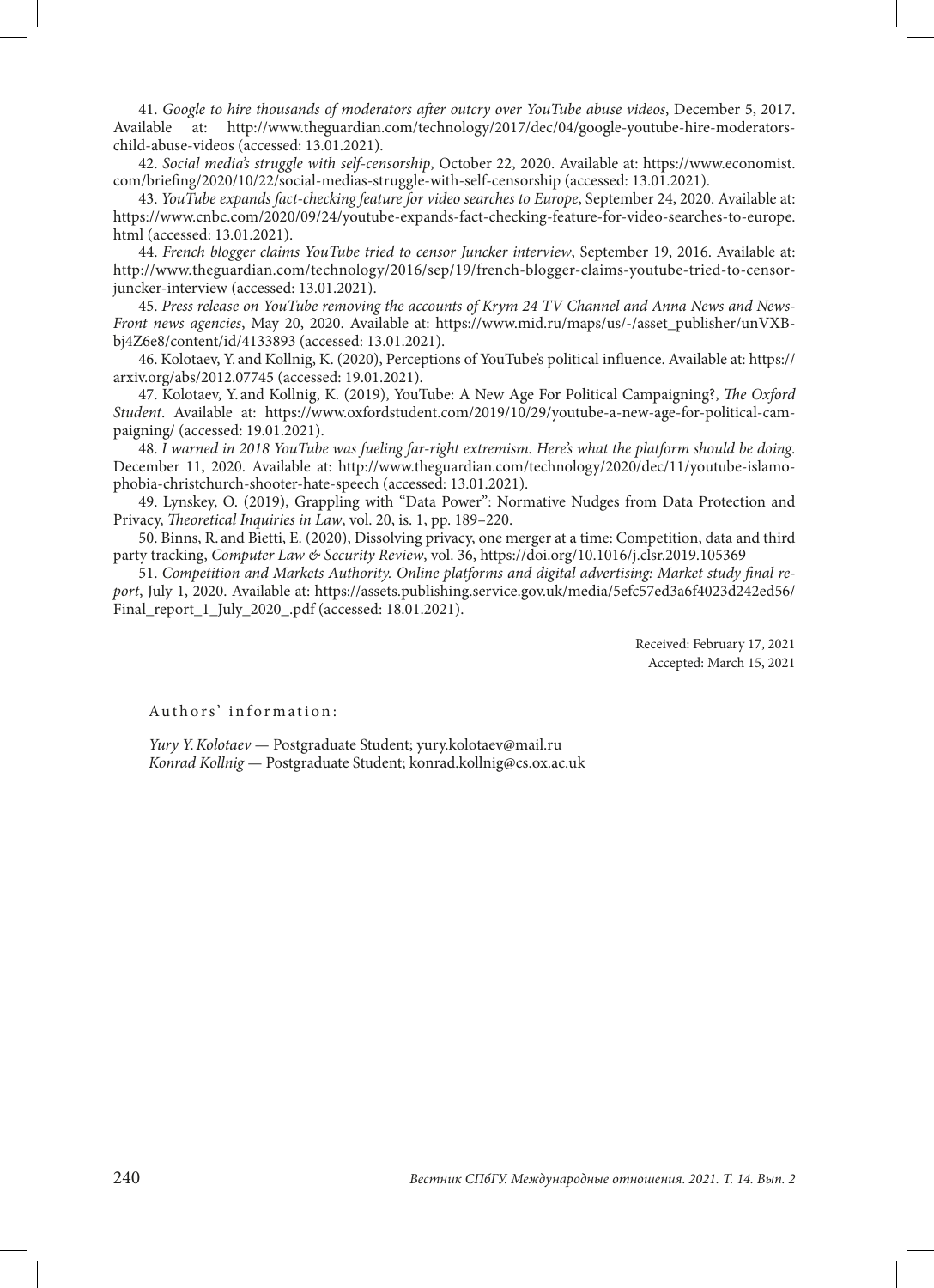41. *Google to hire thousands of moderators after outcry over YouTube abuse videos*, December 5, 2017. Available at: http://www.theguardian.com/technology/2017/dec/04/google-youtube-hire-moderators-child-abuse-videos (accessed: 13.01.2021).

42. *Social media's struggle with self-censorship*, October 22, 2020. Available at: https://www.economist.com/briefing/2020/10/22/social-medias-struggle-with-self-censorship (accessed: 13.01.2021).

43. *YouTube expands fact-checking feature for video searches to Europe*, September 24, 2020. Available at: https://www.cnbc.com/2020/09/24/youtube-expands-fact-checking-feature-for-video-searches-to-europe.html (accessed: 13.01.2021).

44. *French blogger claims YouTube tried to censor Juncker interview*, September 19, 2016. Available at: http://www.theguardian.com/technology/2016/sep/19/french-blogger-claims-youtube-tried-to-censor-juncker-interview (accessed: 13.01.2021).

45. *Press release on YouTube removing the accounts of Krym 24 TV Channel and Anna News and News-Front news agencies*, May 20, 2020. Available at: https://www.mid.ru/maps/us/-/asset_publisher/unVXBbj4Z6e8/content/id/4133893 (accessed: 13.01.2021).

46. Kolotaev, Y. and Kollnig, K. (2020), Perceptions of YouTube's political influence. Available at: https://arxiv.org/abs/2012.07745 (accessed: 19.01.2021).

47. Kolotaev, Y. and Kollnig, K. (2019), YouTube: A New Age For Political Campaigning?, *The Oxford Student*. Available at: https://www.oxfordstudent.com/2019/10/29/youtube-a-new-age-for-political-campaigning/ (accessed: 19.01.2021).

48. *I warned in 2018 YouTube was fueling far-right extremism. Here's what the platform should be doing*. December 11, 2020. Available at: http://www.theguardian.com/technology/2020/dec/11/youtube-islamophobia-christchurch-shooter-hate-speech (accessed: 13.01.2021).

49. Lynskey, O. (2019), Grappling with "Data Power": Normative Nudges from Data Protection and Privacy, *Theoretical Inquiries in Law*, vol. 20, is. 1, pp. 189–220.

50. Binns, R. and Bietti, E. (2020), Dissolving privacy, one merger at a time: Competition, data and third party tracking, *Computer Law & Security Review*, vol. 36, https://doi.org/10.1016/j.clsr.2019.105369

51. *Competition and Markets Authority. Online platforms and digital advertising: Market study final report*, July 1, 2020. Available at: https://assets.publishing.service.gov.uk/media/5efc57ed3a6f4023d242ed56/Final_report_1_July_2020_.pdf (accessed: 18.01.2021).

Received: February 17, 2021
Accepted: March 15, 2021

Authors' information:

*Yury Y. Kolotaev* — Postgraduate Student; yury.kolotaev@mail.ru
*Konrad Kollnig* — Postgraduate Student; konrad.kollnig@cs.ox.ac.uk